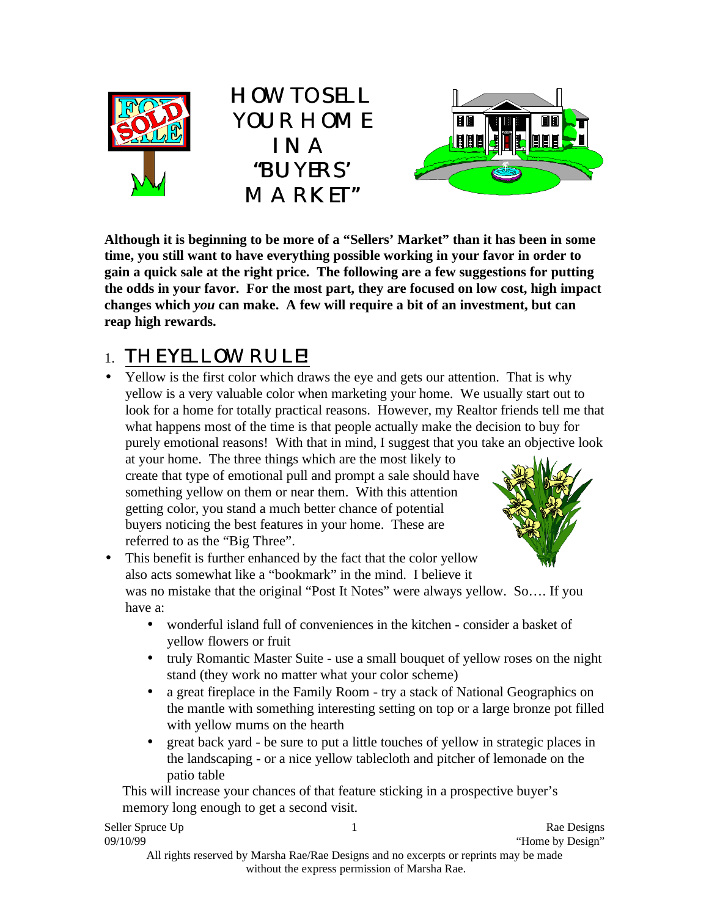# HOW TO SELL YOUR HOME IN A "BUYERS' MARKET"

**Although it is beginning to be more of a "Sellers' Market" than it has been in some time, you still want to have everything possible working in your favor in order to gain a quick sale at the right price. The following are a few suggestions for putting the odds in your favor. For the most part, they are focused on low cost, high impact changes which *you* can make. A few will require a bit of an investment, but can reap high rewards.**

## 1. THE YELLOW RULE!

- Yellow is the first color which draws the eye and gets our attention. That is why yellow is a very valuable color when marketing your home. We usually start out to look for a home for totally practical reasons. However, my Realtor friends tell me that what happens most of the time is that people actually make the decision to buy for purely emotional reasons! With that in mind, I suggest that you take an objective look at your home. The three things which are the most likely to create that type of emotional pull and prompt a sale should have something yellow on them or near them. With this attention getting color, you stand a much better chance of potential buyers noticing the best features in your home. These are referred to as the "Big Three".
- This benefit is further enhanced by the fact that the color yellow also acts somewhat like a "bookmark" in the mind. I believe it was no mistake that the original "Post It Notes" were always yellow. So…. If you have a:
  - wonderful island full of conveniences in the kitchen - consider a basket of yellow flowers or fruit
  - truly Romantic Master Suite - use a small bouquet of yellow roses on the night stand (they work no matter what your color scheme)
  - a great fireplace in the Family Room - try a stack of National Geographics on the mantle with something interesting setting on top or a large bronze pot filled with yellow mums on the hearth
  - great back yard - be sure to put a little touches of yellow in strategic places in the landscaping - or a nice yellow tablecloth and pitcher of lemonade on the patio table

This will increase your chances of that feature sticking in a prospective buyer's memory long enough to get a second visit.

All rights reserved by Marsha Rae/Rae Designs and no excerpts or reprints may be made without the express permission of Marsha Rae.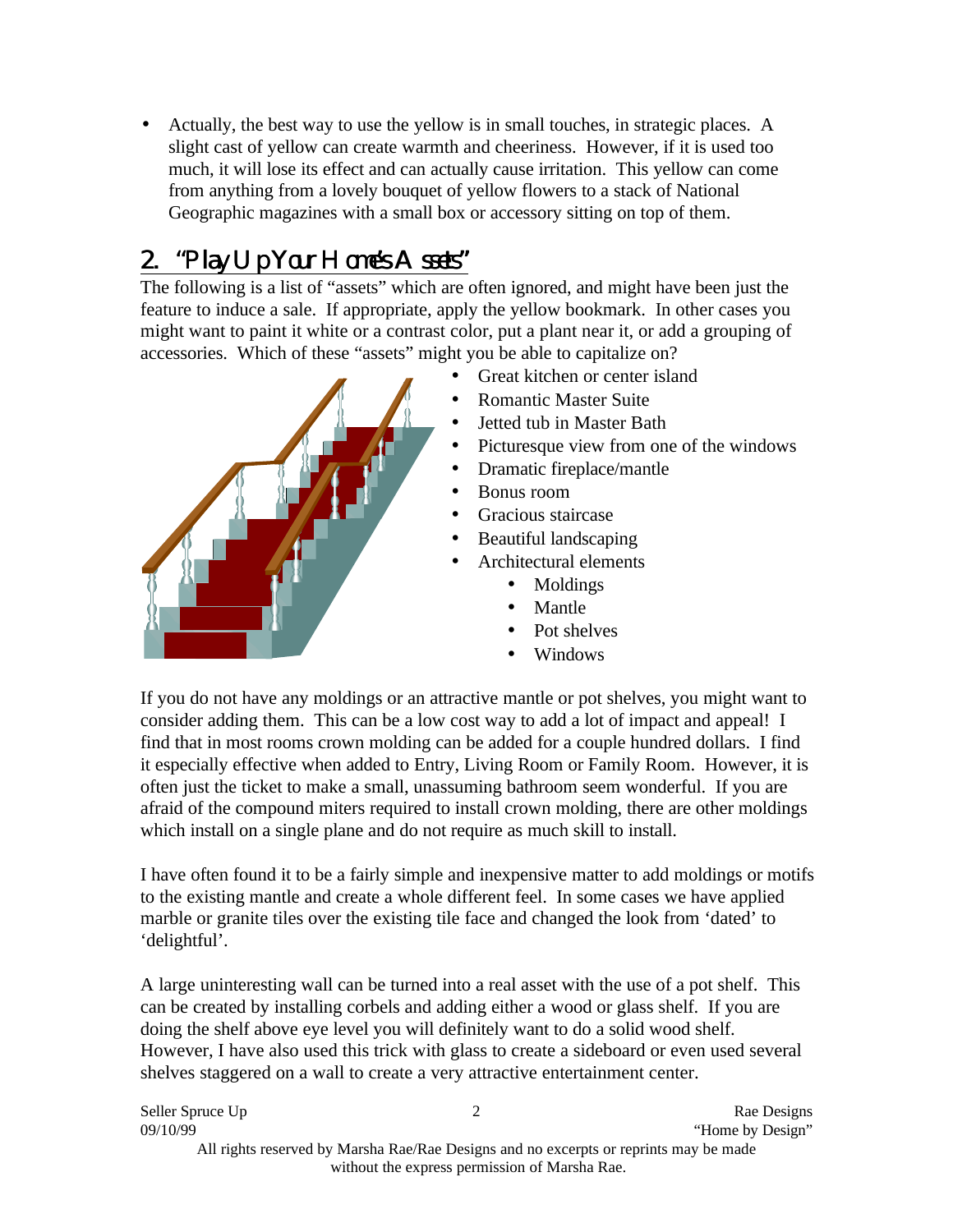- Actually, the best way to use the yellow is in small touches, in strategic places. A slight cast of yellow can create warmth and cheeriness. However, if it is used too much, it will lose its effect and can actually cause irritation. This yellow can come from anything from a lovely bouquet of yellow flowers to a stack of National Geographic magazines with a small box or accessory sitting on top of them.

## 2. "Play Up Your Home's Assets"

The following is a list of "assets" which are often ignored, and might have been just the feature to induce a sale. If appropriate, apply the yellow bookmark. In other cases you might want to paint it white or a contrast color, put a plant near it, or add a grouping of accessories. Which of these "assets" might you be able to capitalize on?

- Great kitchen or center island
- Romantic Master Suite
- Jetted tub in Master Bath
- Picturesque view from one of the windows
- Dramatic fireplace/mantle
- Bonus room
- Gracious staircase
- Beautiful landscaping
- Architectural elements
    - Moldings
    - Mantle
    - Pot shelves
    - Windows

If you do not have any moldings or an attractive mantle or pot shelves, you might want to consider adding them. This can be a low cost way to add a lot of impact and appeal! I find that in most rooms crown molding can be added for a couple hundred dollars. I find it especially effective when added to Entry, Living Room or Family Room. However, it is often just the ticket to make a small, unassuming bathroom seem wonderful. If you are afraid of the compound miters required to install crown molding, there are other moldings which install on a single plane and do not require as much skill to install.

I have often found it to be a fairly simple and inexpensive matter to add moldings or motifs to the existing mantle and create a whole different feel. In some cases we have applied marble or granite tiles over the existing tile face and changed the look from 'dated' to 'delightful'.

A large uninteresting wall can be turned into a real asset with the use of a pot shelf. This can be created by installing corbels and adding either a wood or glass shelf. If you are doing the shelf above eye level you will definitely want to do a solid wood shelf. However, I have also used this trick with glass to create a sideboard or even used several shelves staggered on a wall to create a very attractive entertainment center.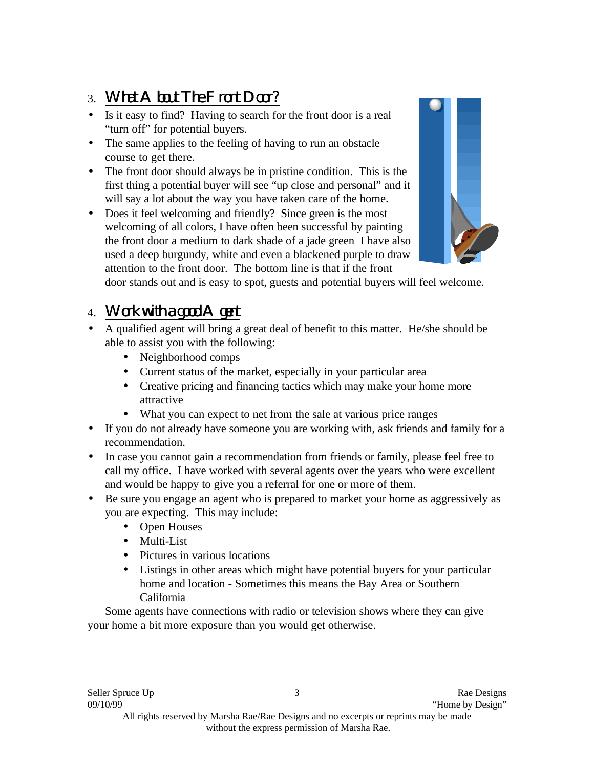## 3. What About The Front Door?

- Is it easy to find? Having to search for the front door is a real "turn off" for potential buyers.
- The same applies to the feeling of having to run an obstacle course to get there.
- The front door should always be in pristine condition. This is the first thing a potential buyer will see "up close and personal" and it will say a lot about the way you have taken care of the home.
- Does it feel welcoming and friendly? Since green is the most welcoming of all colors, I have often been successful by painting the front door a medium to dark shade of a jade green I have also used a deep burgundy, white and even a blackened purple to draw attention to the front door. The bottom line is that if the front door stands out and is easy to spot, guests and potential buyers will feel welcome.

## 4. Work with a good Agent

- A qualified agent will bring a great deal of benefit to this matter. He/she should be able to assist you with the following:
  - Neighborhood comps
  - Current status of the market, especially in your particular area
  - Creative pricing and financing tactics which may make your home more attractive
  - What you can expect to net from the sale at various price ranges
- If you do not already have someone you are working with, ask friends and family for a recommendation.
- In case you cannot gain a recommendation from friends or family, please feel free to call my office. I have worked with several agents over the years who were excellent and would be happy to give you a referral for one or more of them.
- Be sure you engage an agent who is prepared to market your home as aggressively as you are expecting. This may include:
  - Open Houses
  - Multi-List
  - Pictures in various locations
  - Listings in other areas which might have potential buyers for your particular home and location - Sometimes this means the Bay Area or Southern California

Some agents have connections with radio or television shows where they can give your home a bit more exposure than you would get otherwise.

All rights reserved by Marsha Rae/Rae Designs and no excerpts or reprints may be made without the express permission of Marsha Rae.